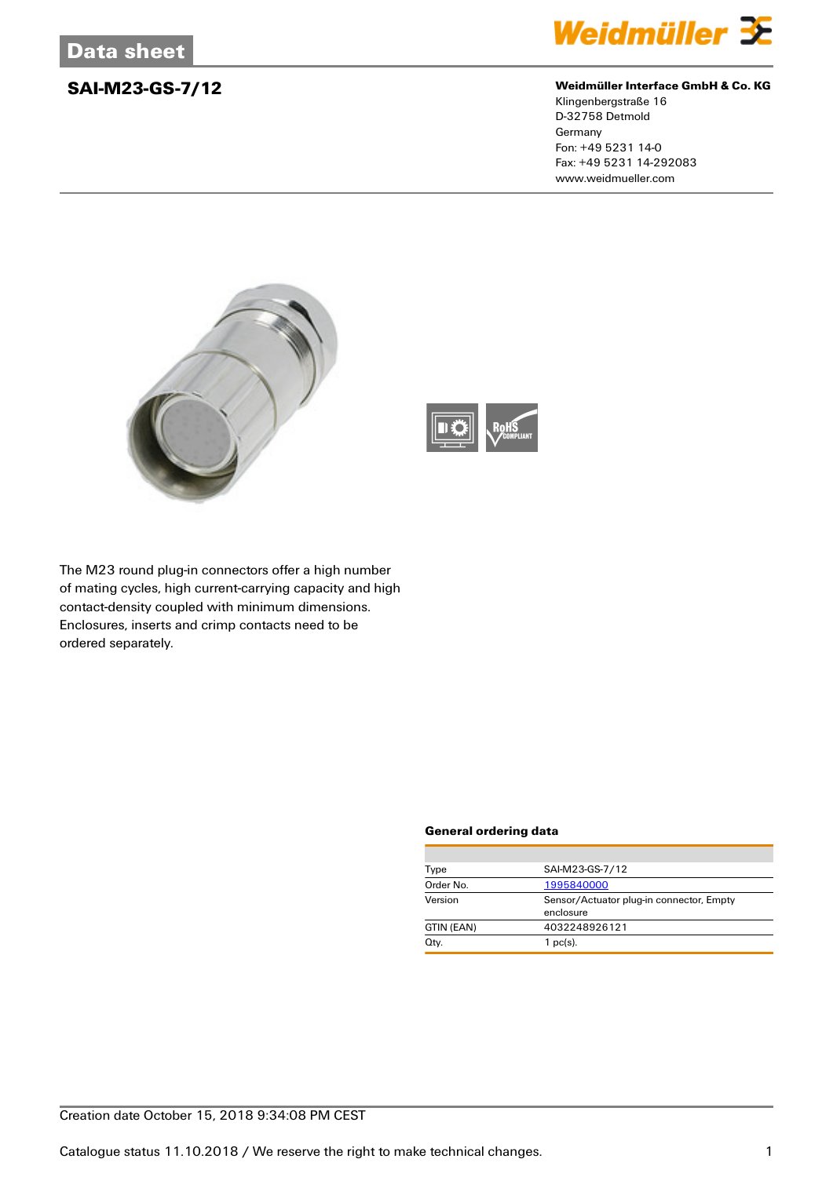# Data sheet

## SAI-M23-GS-7/12

**Weidmüller Interface GmbH & Co. KG**
Klingenbergstraße 16
D-32758 Detmold
Germany
Fon: +49 5231 14-0
Fax: +49 5231 14-292083
www.weidmueller.com

The M23 round plug-in connectors offer a high number of mating cycles, high current-carrying capacity and high contact-density coupled with minimum dimensions. Enclosures, inserts and crimp contacts need to be ordered separately.

### General ordering data

| | |
|---|---|
| Type | SAI-M23-GS-7/12 |
| Order No. | 1995840000 |
| Version | Sensor/Actuator plug-in connector, Empty enclosure |
| GTIN (EAN) | 4032248926121 |
| Qty. | 1 pc(s). |

Creation date October 15, 2018 9:34:08 PM CEST

Catalogue status 11.10.2018 / We reserve the right to make technical changes.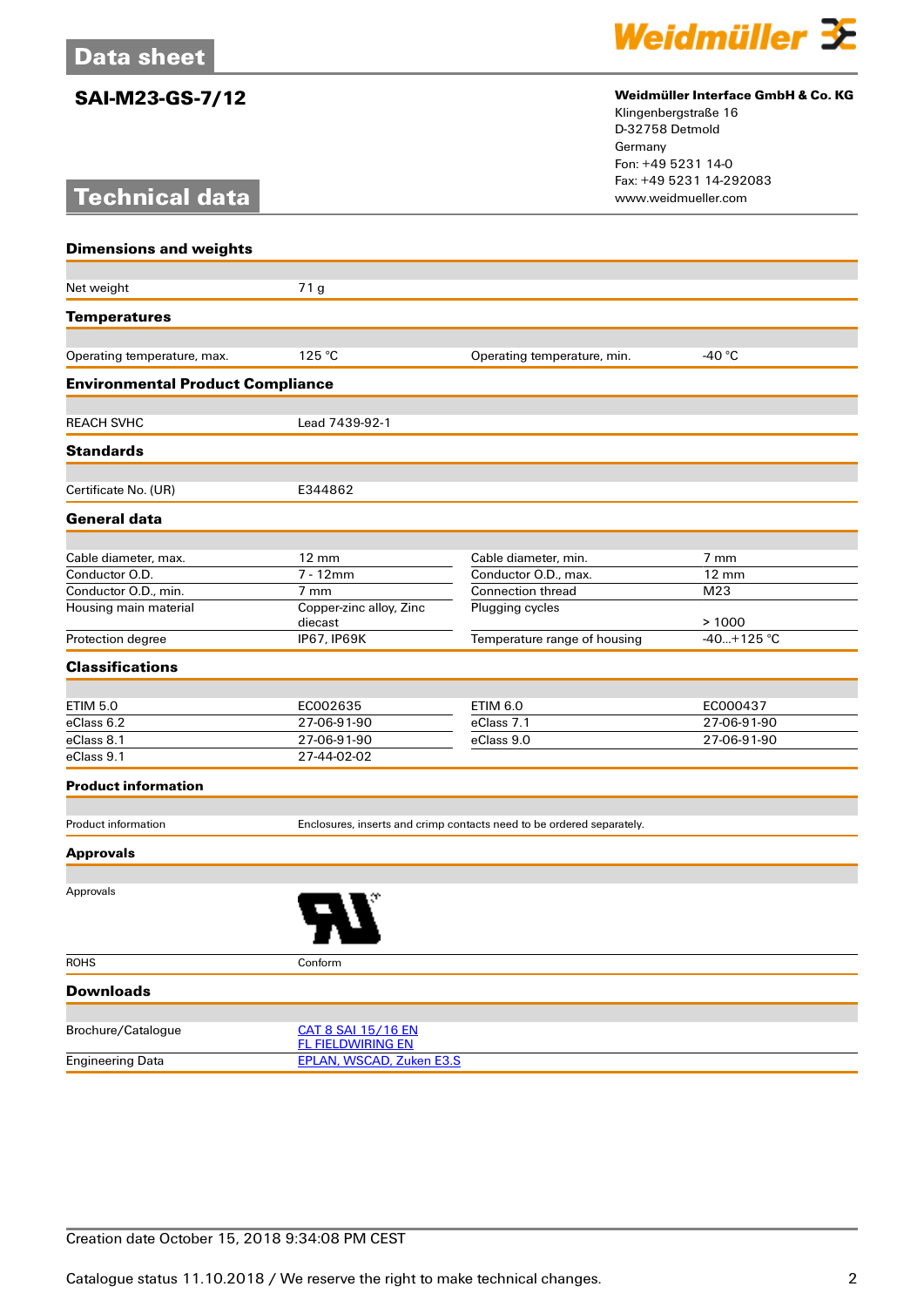# Data sheet

## SAI-M23-GS-7/12

**Weidmüller Interface GmbH & Co. KG**
Klingenbergstraße 16
D-32758 Detmold
Germany
Fon: +49 5231 14-0
Fax: +49 5231 14-292083
www.weidmueller.com

# Technical data

### Dimensions and weights

| | | | |
|---|---|---|---|
| Net weight | 71 g | | |

### Temperatures

| | | | |
|---|---|---|---|
| Operating temperature, max. | 125 °C | Operating temperature, min. | -40 °C |

### Environmental Product Compliance

| | | | |
|---|---|---|---|
| REACH SVHC | Lead 7439-92-1 | | |

### Standards

| | | | |
|---|---|---|---|
| Certificate No. (UR) | E344862 | | |

### General data

| | | | |
|---|---|---|---|
| Cable diameter, max. | 12 mm | Cable diameter, min. | 7 mm |
| Conductor O.D. | 7 - 12mm | Conductor O.D., max. | 12 mm |
| Conductor O.D., min. | 7 mm | Connection thread | M23 |
| Housing main material | Copper-zinc alloy, Zinc diecast | Plugging cycles | > 1000 |
| Protection degree | IP67, IP69K | Temperature range of housing | -40...+125 °C |

### Classifications

| | | | |
|---|---|---|---|
| ETIM 5.0 | EC002635 | ETIM 6.0 | EC000437 |
| eClass 6.2 | 27-06-91-90 | eClass 7.1 | 27-06-91-90 |
| eClass 8.1 | 27-06-91-90 | eClass 9.0 | 27-06-91-90 |
| eClass 9.1 | 27-44-02-02 | | |

### Product information

| | |
|---|---|
| Product information | Enclosures, inserts and crimp contacts need to be ordered separately. |

### Approvals

| | |
|---|---|
| Approvals | |
| ROHS | Conform |

### Downloads

| | |
|---|---|
| Brochure/Catalogue | CAT 8 SAI 15/16 EN<br>FL FIELDWIRING EN |
| Engineering Data | EPLAN, WSCAD, Zuken E3.S |

Creation date October 15, 2018 9:34:08 PM CEST

Catalogue status 11.10.2018 / We reserve the right to make technical changes.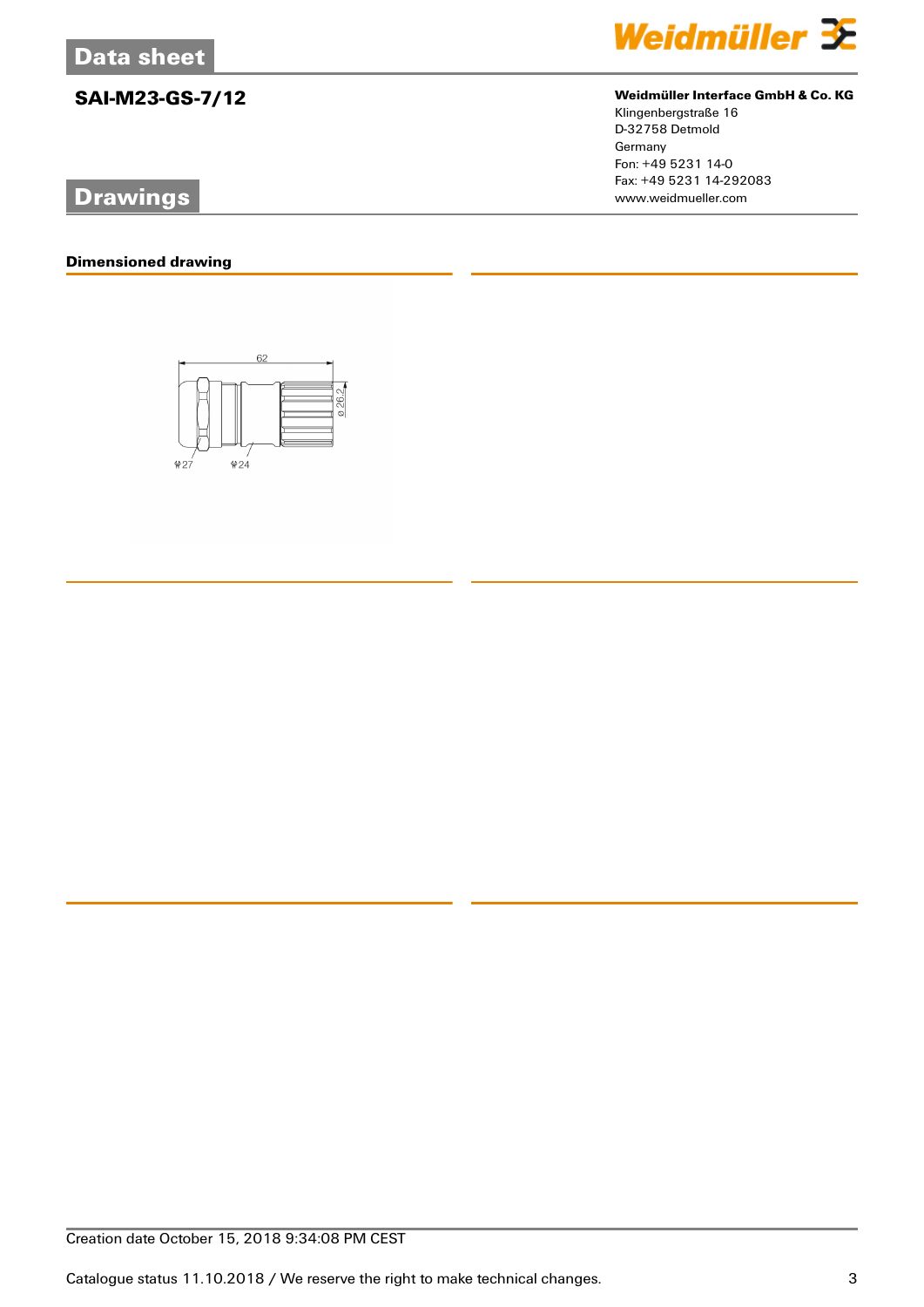# Data sheet

## SAI-M23-GS-7/12

**Weidmüller Interface GmbH & Co. KG**
Klingenbergstraße 16
D-32758 Detmold
Germany
Fon: +49 5231 14-0
Fax: +49 5231 14-292083
www.weidmueller.com

# Drawings

### Dimensioned drawing

62

ø 26.2

27

24

Creation date October 15, 2018 9:34:08 PM CEST

Catalogue status 11.10.2018 / We reserve the right to make technical changes.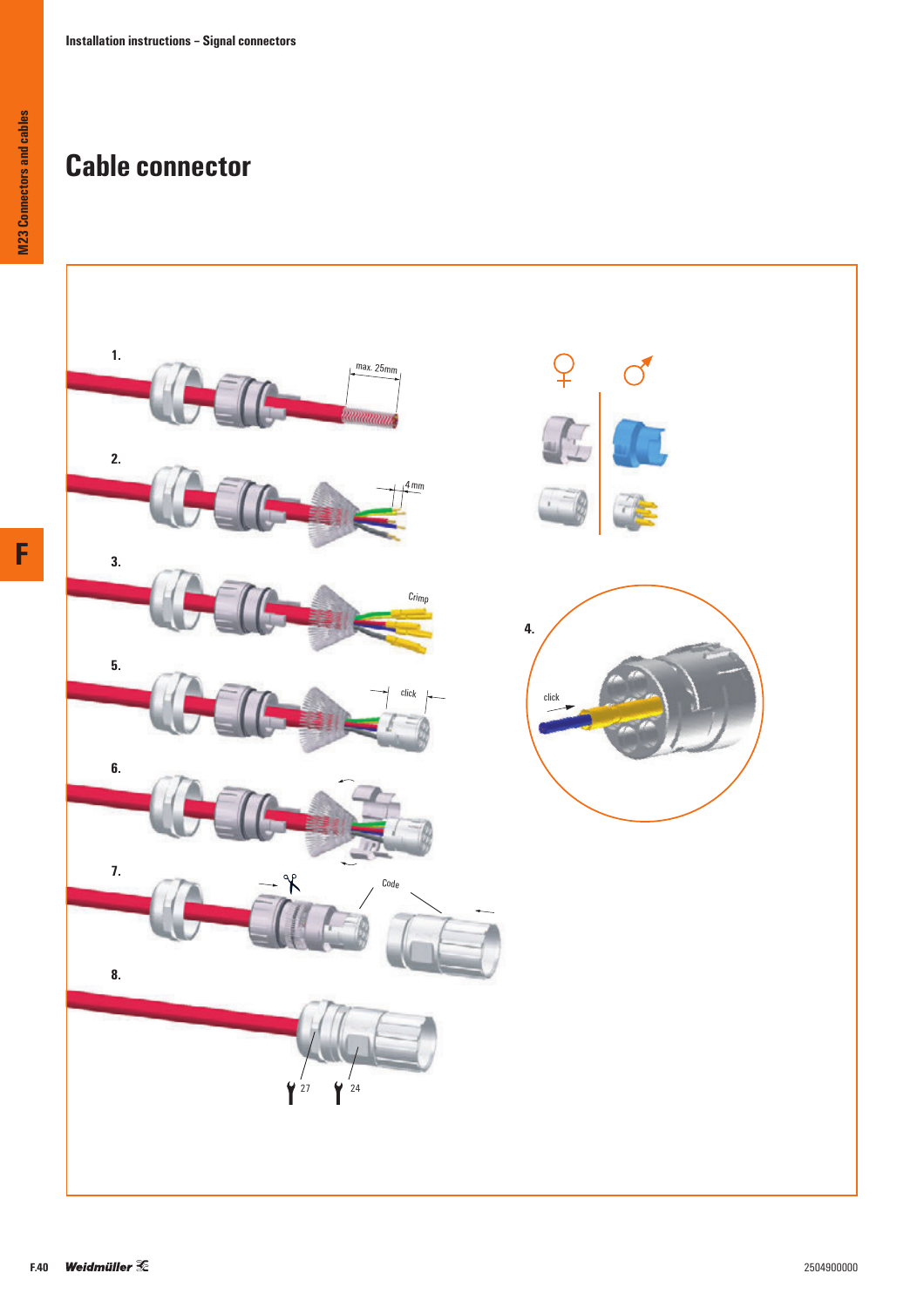# Cable connector

1.

max. 25mm

2.

4 mm

3.

Crimp

4.

click

5.

click

6.

7.

Code

8.

27

24